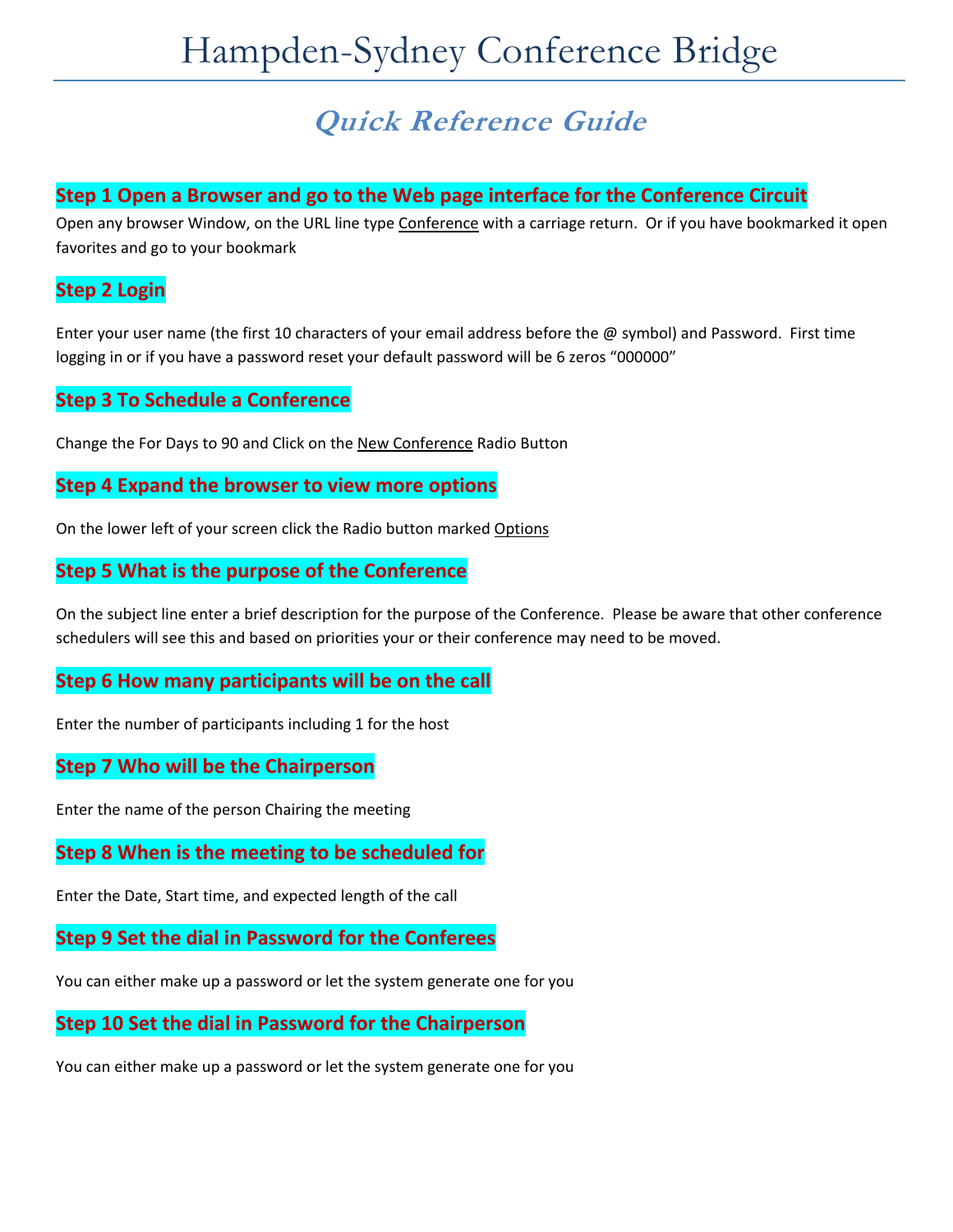# Hampden-Sydney Conference Bridge

## *Quick Reference Guide*

### Step 1 Open a Browser and go to the Web page interface for the Conference Circuit

Open any browser Window, on the URL line type Conference with a carriage return. Or if you have bookmarked it open favorites and go to your bookmark

### Step 2 Login

Enter your user name (the first 10 characters of your email address before the @ symbol) and Password. First time logging in or if you have a password reset your default password will be 6 zeros "000000"

### Step 3 To Schedule a Conference

Change the For Days to 90 and Click on the New Conference Radio Button

### Step 4 Expand the browser to view more options

On the lower left of your screen click the Radio button marked Options

### Step 5 What is the purpose of the Conference

On the subject line enter a brief description for the purpose of the Conference. Please be aware that other conference schedulers will see this and based on priorities your or their conference may need to be moved.

### Step 6 How many participants will be on the call

Enter the number of participants including 1 for the host

### Step 7 Who will be the Chairperson

Enter the name of the person Chairing the meeting

### Step 8 When is the meeting to be scheduled for

Enter the Date, Start time, and expected length of the call

### Step 9 Set the dial in Password for the Conferees

You can either make up a password or let the system generate one for you

### Step 10 Set the dial in Password for the Chairperson

You can either make up a password or let the system generate one for you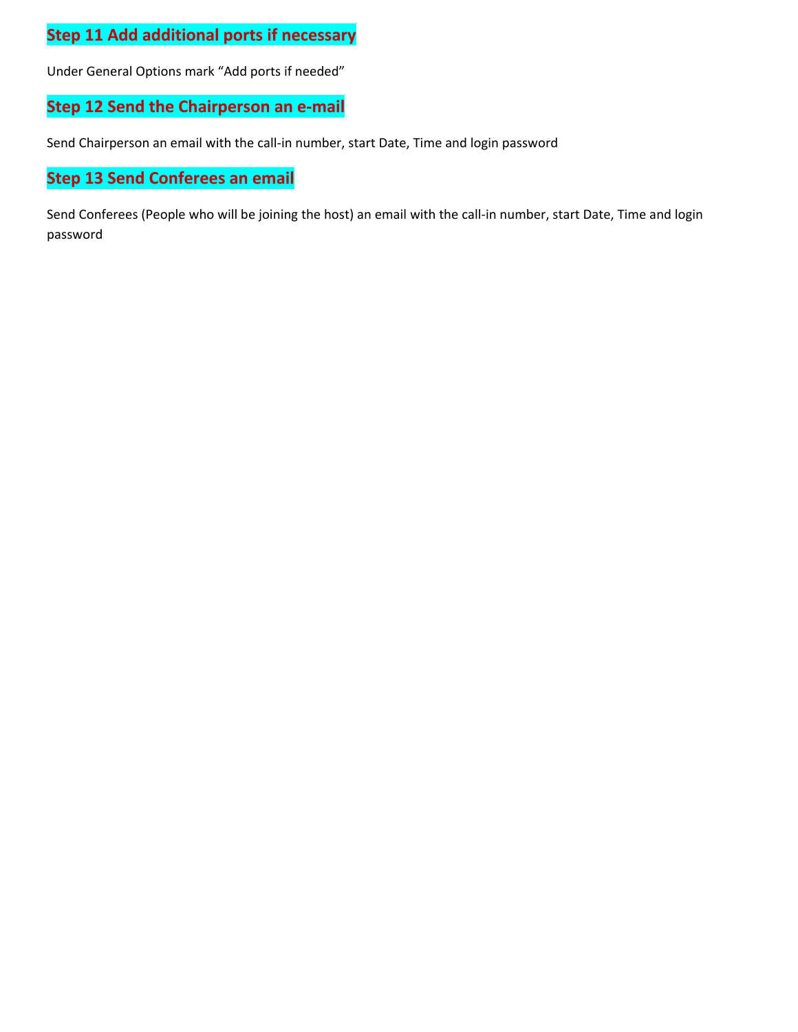## Step 11 Add additional ports if necessary

Under General Options mark “Add ports if needed”

## Step 12 Send the Chairperson an e-mail

Send Chairperson an email with the call-in number, start Date, Time and login password

## Step 13 Send Conferees an email

Send Conferees (People who will be joining the host) an email with the call-in number, start Date, Time and login password